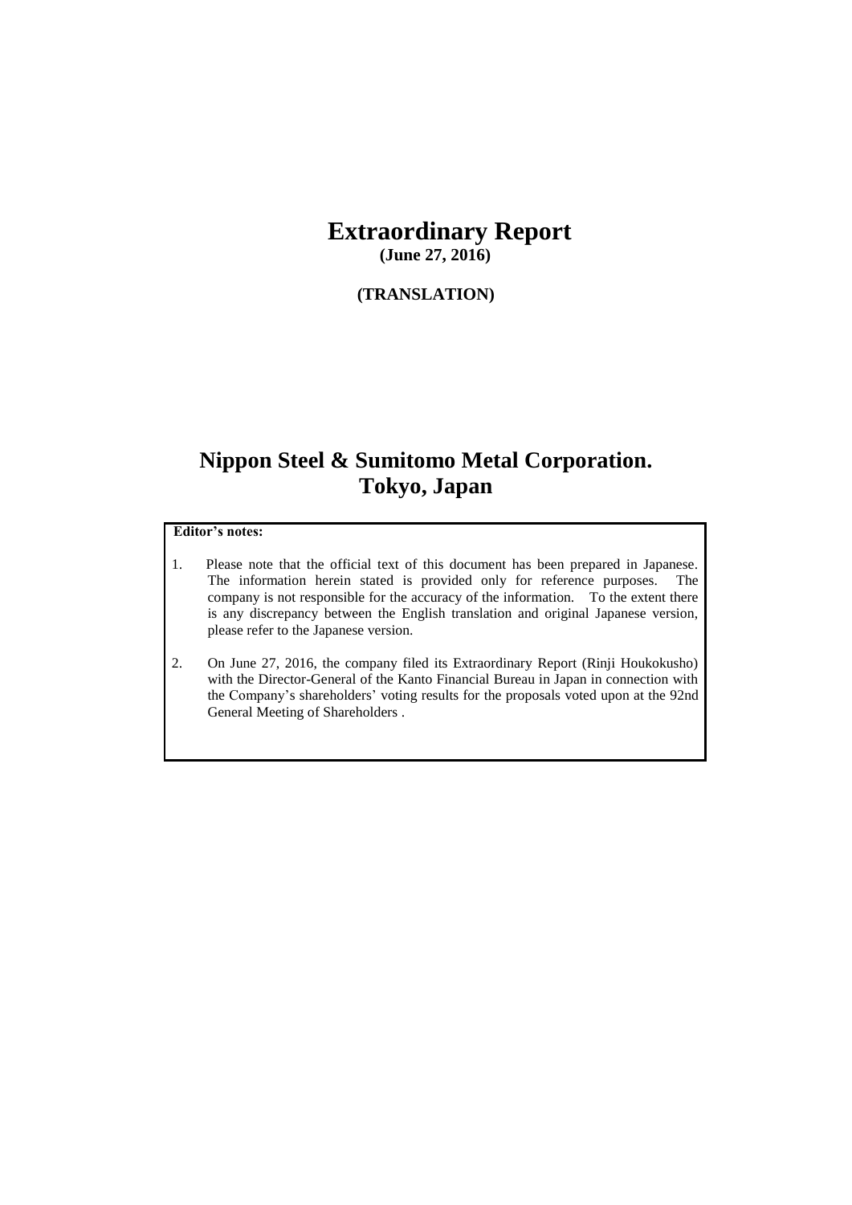# Extraordinary Report

**(June 27, 2016)**

**(TRANSLATION)**

# Nippon Steel & Sumitomo Metal Corporation.
# Tokyo, Japan

**Editor's notes:**

1. Please note that the official text of this document has been prepared in Japanese. The information herein stated is provided only for reference purposes. The company is not responsible for the accuracy of the information. To the extent there is any discrepancy between the English translation and original Japanese version, please refer to the Japanese version.

2. On June 27, 2016, the company filed its Extraordinary Report (Rinji Houkokusho) with the Director-General of the Kanto Financial Bureau in Japan in connection with the Company's shareholders' voting results for the proposals voted upon at the 92nd General Meeting of Shareholders .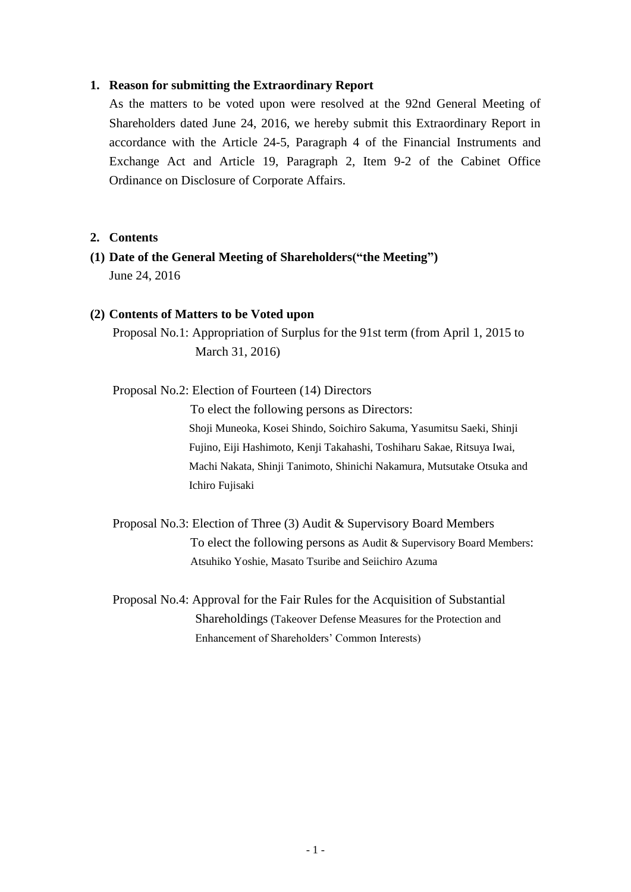## 1. Reason for submitting the Extraordinary Report

As the matters to be voted upon were resolved at the 92nd General Meeting of Shareholders dated June 24, 2016, we hereby submit this Extraordinary Report in accordance with the Article 24-5, Paragraph 4 of the Financial Instruments and Exchange Act and Article 19, Paragraph 2, Item 9-2 of the Cabinet Office Ordinance on Disclosure of Corporate Affairs.

## 2. Contents

### (1) Date of the General Meeting of Shareholders("the Meeting")

June 24, 2016

### (2) Contents of Matters to be Voted upon

Proposal No.1: Appropriation of Surplus for the 91st term (from April 1, 2015 to March 31, 2016)

Proposal No.2: Election of Fourteen (14) Directors

To elect the following persons as Directors:

Shoji Muneoka, Kosei Shindo, Soichiro Sakuma, Yasumitsu Saeki, Shinji Fujino, Eiji Hashimoto, Kenji Takahashi, Toshiharu Sakae, Ritsuya Iwai, Machi Nakata, Shinji Tanimoto, Shinichi Nakamura, Mutsutake Otsuka and Ichiro Fujisaki

Proposal No.3: Election of Three (3) Audit & Supervisory Board Members

To elect the following persons as Audit & Supervisory Board Members:

Atsuhiko Yoshie, Masato Tsuribe and Seiichiro Azuma

Proposal No.4: Approval for the Fair Rules for the Acquisition of Substantial Shareholdings (Takeover Defense Measures for the Protection and Enhancement of Shareholders' Common Interests)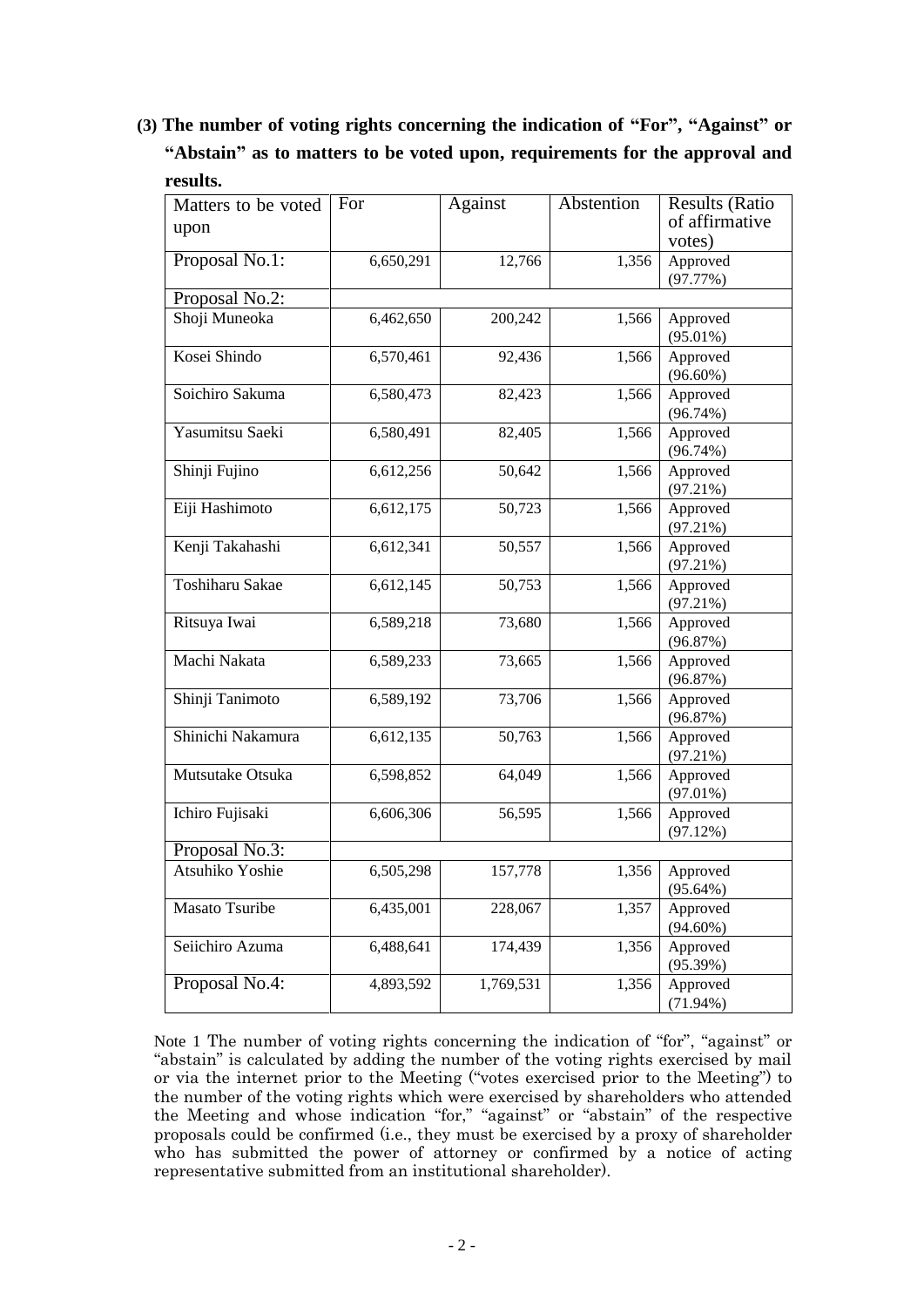**(3) The number of voting rights concerning the indication of "For", "Against" or "Abstain" as to matters to be voted upon, requirements for the approval and results.**

| Matters to be voted upon | For | Against | Abstention | Results (Ratio of affirmative votes) |
|---|---|---|---|---|
| Proposal No.1: | 6,650,291 | 12,766 | 1,356 | Approved (97.77%) |
| Proposal No.2: | | | | |
| Shoji Muneoka | 6,462,650 | 200,242 | 1,566 | Approved (95.01%) |
| Kosei Shindo | 6,570,461 | 92,436 | 1,566 | Approved (96.60%) |
| Soichiro Sakuma | 6,580,473 | 82,423 | 1,566 | Approved (96.74%) |
| Yasumitsu Saeki | 6,580,491 | 82,405 | 1,566 | Approved (96.74%) |
| Shinji Fujino | 6,612,256 | 50,642 | 1,566 | Approved (97.21%) |
| Eiji Hashimoto | 6,612,175 | 50,723 | 1,566 | Approved (97.21%) |
| Kenji Takahashi | 6,612,341 | 50,557 | 1,566 | Approved (97.21%) |
| Toshiharu Sakae | 6,612,145 | 50,753 | 1,566 | Approved (97.21%) |
| Ritsuya Iwai | 6,589,218 | 73,680 | 1,566 | Approved (96.87%) |
| Machi Nakata | 6,589,233 | 73,665 | 1,566 | Approved (96.87%) |
| Shinji Tanimoto | 6,589,192 | 73,706 | 1,566 | Approved (96.87%) |
| Shinichi Nakamura | 6,612,135 | 50,763 | 1,566 | Approved (97.21%) |
| Mutsutake Otsuka | 6,598,852 | 64,049 | 1,566 | Approved (97.01%) |
| Ichiro Fujisaki | 6,606,306 | 56,595 | 1,566 | Approved (97.12%) |
| Proposal No.3: | | | | |
| Atsuhiko Yoshie | 6,505,298 | 157,778 | 1,356 | Approved (95.64%) |
| Masato Tsuribe | 6,435,001 | 228,067 | 1,357 | Approved (94.60%) |
| Seiichiro Azuma | 6,488,641 | 174,439 | 1,356 | Approved (95.39%) |
| Proposal No.4: | 4,893,592 | 1,769,531 | 1,356 | Approved (71.94%) |

Note 1 The number of voting rights concerning the indication of "for", "against" or "abstain" is calculated by adding the number of the voting rights exercised by mail or via the internet prior to the Meeting ("votes exercised prior to the Meeting") to the number of the voting rights which were exercised by shareholders who attended the Meeting and whose indication "for," "against" or "abstain" of the respective proposals could be confirmed (i.e., they must be exercised by a proxy of shareholder who has submitted the power of attorney or confirmed by a notice of acting representative submitted from an institutional shareholder).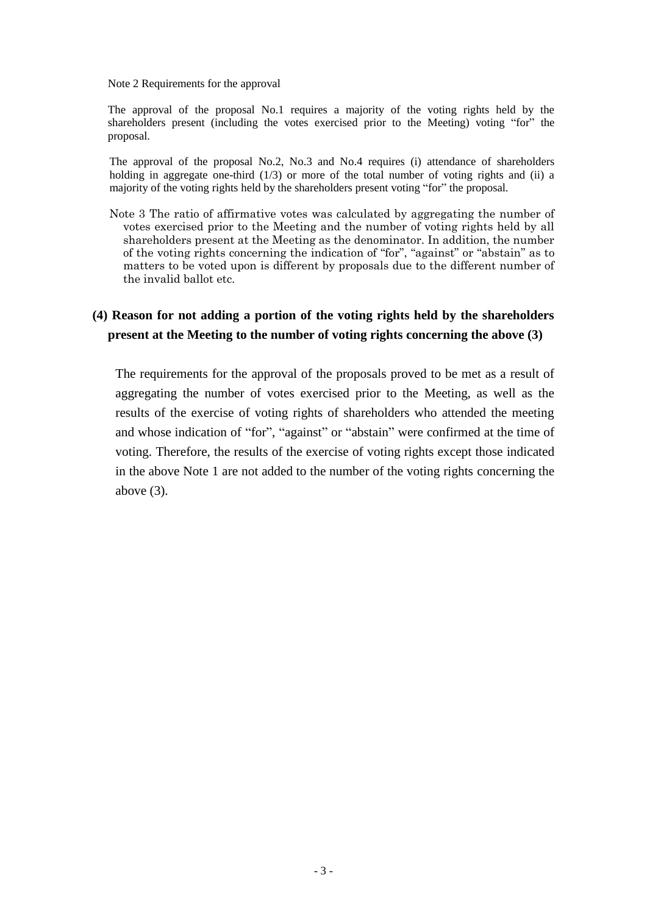Note 2 Requirements for the approval

The approval of the proposal No.1 requires a majority of the voting rights held by the shareholders present (including the votes exercised prior to the Meeting) voting "for" the proposal.

The approval of the proposal No.2, No.3 and No.4 requires (i) attendance of shareholders holding in aggregate one-third (1/3) or more of the total number of voting rights and (ii) a majority of the voting rights held by the shareholders present voting "for" the proposal.

Note 3 The ratio of affirmative votes was calculated by aggregating the number of votes exercised prior to the Meeting and the number of voting rights held by all shareholders present at the Meeting as the denominator. In addition, the number of the voting rights concerning the indication of "for", "against" or "abstain" as to matters to be voted upon is different by proposals due to the different number of the invalid ballot etc.

### (4) Reason for not adding a portion of the voting rights held by the shareholders present at the Meeting to the number of voting rights concerning the above (3)

The requirements for the approval of the proposals proved to be met as a result of aggregating the number of votes exercised prior to the Meeting, as well as the results of the exercise of voting rights of shareholders who attended the meeting and whose indication of "for", "against" or "abstain" were confirmed at the time of voting. Therefore, the results of the exercise of voting rights except those indicated in the above Note 1 are not added to the number of the voting rights concerning the above (3).